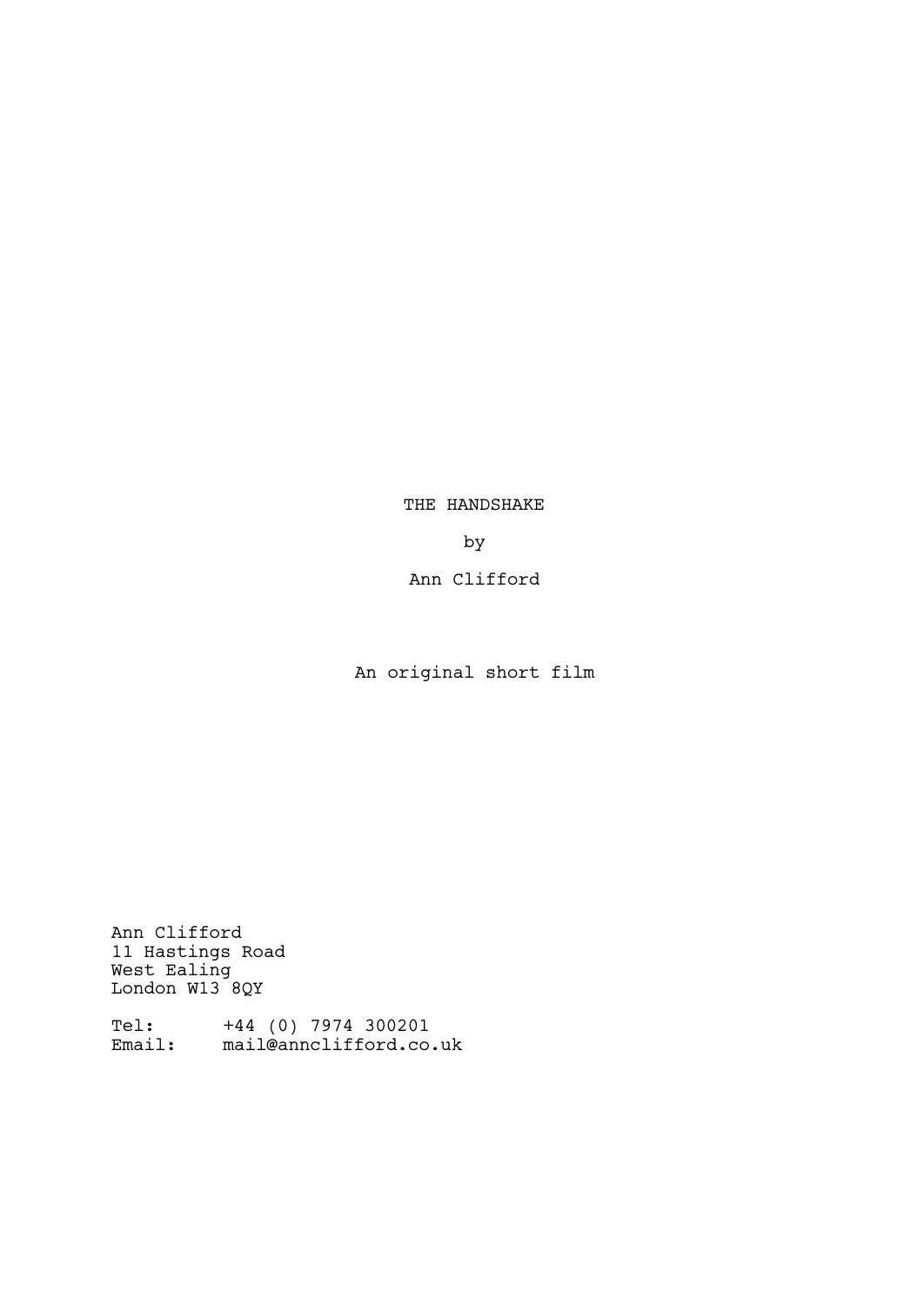# THE HANDSHAKE

by

Ann Clifford

An original short film

Ann Clifford
11 Hastings Road
West Ealing
London W13 8QY

Tel: +44 (0) 7974 300201
Email: mail@annclifford.co.uk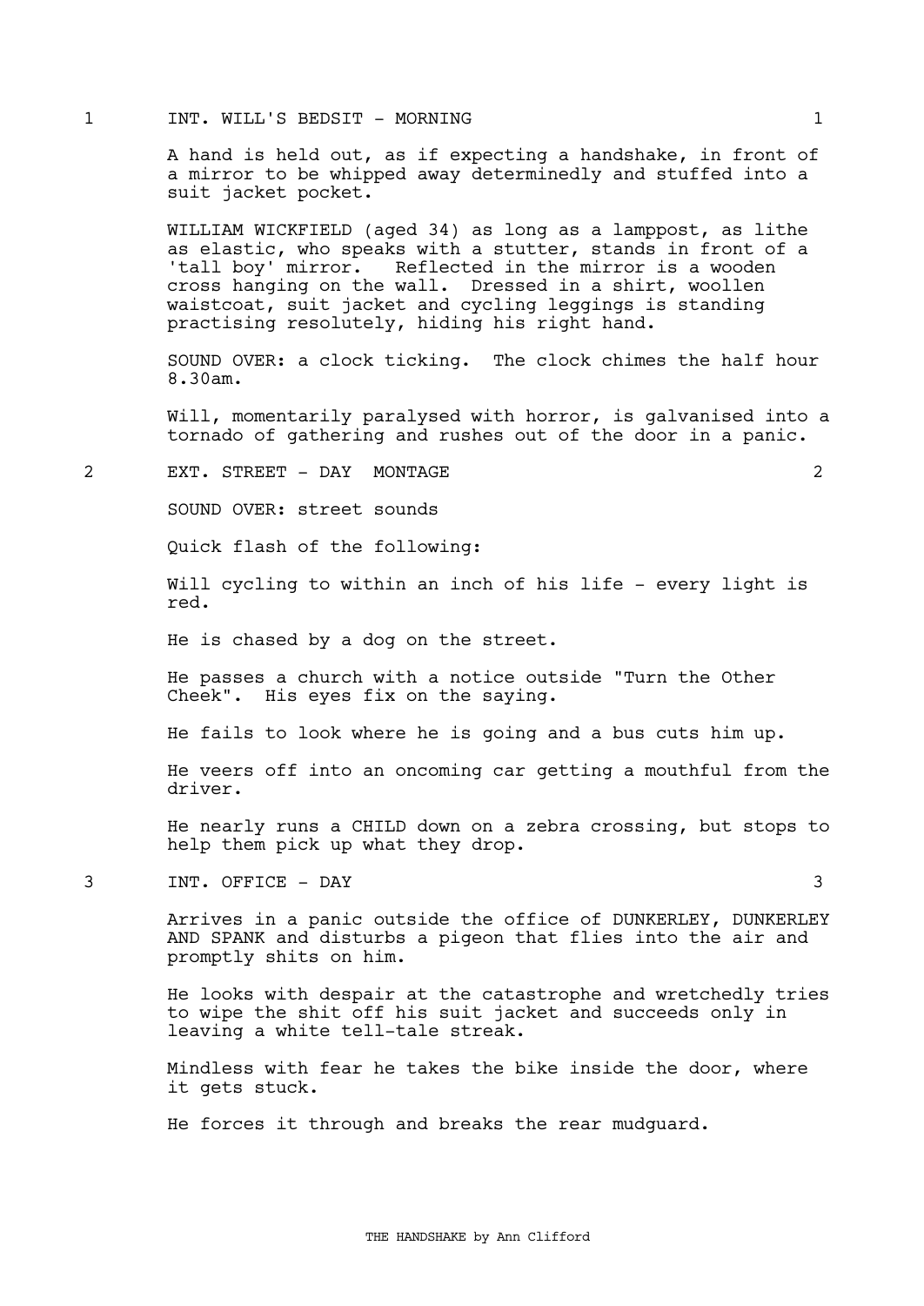1 INT. WILL'S BEDSIT - MORNING 1

A hand is held out, as if expecting a handshake, in front of a mirror to be whipped away determinedly and stuffed into a suit jacket pocket.

WILLIAM WICKFIELD (aged 34) as long as a lamppost, as lithe as elastic, who speaks with a stutter, stands in front of a 'tall boy' mirror. Reflected in the mirror is a wooden cross hanging on the wall. Dressed in a shirt, woollen waistcoat, suit jacket and cycling leggings is standing practising resolutely, hiding his right hand.

SOUND OVER: a clock ticking. The clock chimes the half hour 8.30am.

Will, momentarily paralysed with horror, is galvanised into a tornado of gathering and rushes out of the door in a panic.

2 EXT. STREET - DAY MONTAGE 2

SOUND OVER: street sounds

Quick flash of the following:

Will cycling to within an inch of his life - every light is red.

He is chased by a dog on the street.

He passes a church with a notice outside "Turn the Other Cheek". His eyes fix on the saying.

He fails to look where he is going and a bus cuts him up.

He veers off into an oncoming car getting a mouthful from the driver.

He nearly runs a CHILD down on a zebra crossing, but stops to help them pick up what they drop.

3 INT. OFFICE - DAY 3

Arrives in a panic outside the office of DUNKERLEY, DUNKERLEY AND SPANK and disturbs a pigeon that flies into the air and promptly shits on him.

He looks with despair at the catastrophe and wretchedly tries to wipe the shit off his suit jacket and succeeds only in leaving a white tell-tale streak.

Mindless with fear he takes the bike inside the door, where it gets stuck.

He forces it through and breaks the rear mudguard.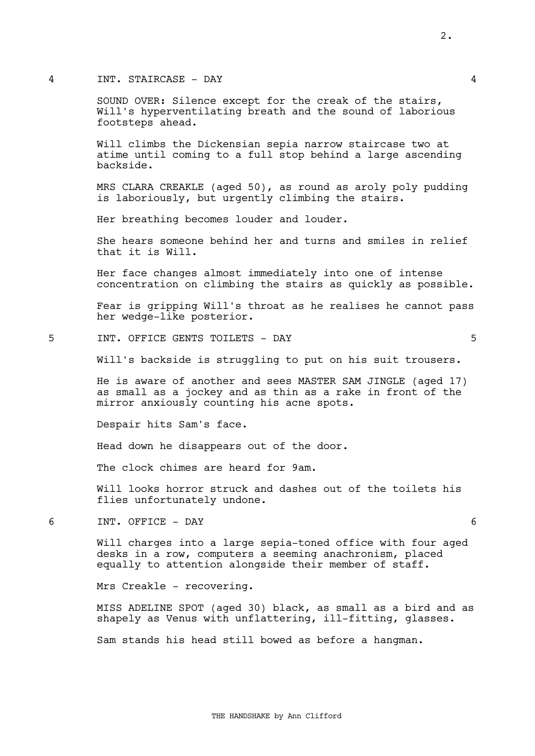4 INT. STAIRCASE - DAY 4

SOUND OVER: Silence except for the creak of the stairs, Will's hyperventilating breath and the sound of laborious footsteps ahead.

Will climbs the Dickensian sepia narrow staircase two at atime until coming to a full stop behind a large ascending backside.

MRS CLARA CREAKLE (aged 50), as round as aroly poly pudding is laboriously, but urgently climbing the stairs.

Her breathing becomes louder and louder.

She hears someone behind her and turns and smiles in relief that it is Will.

Her face changes almost immediately into one of intense concentration on climbing the stairs as quickly as possible.

Fear is gripping Will's throat as he realises he cannot pass her wedge-like posterior.

5 INT. OFFICE GENTS TOILETS - DAY 5

Will's backside is struggling to put on his suit trousers.

He is aware of another and sees MASTER SAM JINGLE (aged 17) as small as a jockey and as thin as a rake in front of the mirror anxiously counting his acne spots.

Despair hits Sam's face.

Head down he disappears out of the door.

The clock chimes are heard for 9am.

Will looks horror struck and dashes out of the toilets his flies unfortunately undone.

6 INT. OFFICE - DAY 6

Will charges into a large sepia-toned office with four aged desks in a row, computers a seeming anachronism, placed equally to attention alongside their member of staff.

Mrs Creakle - recovering.

MISS ADELINE SPOT (aged 30) black, as small as a bird and as shapely as Venus with unflattering, ill-fitting, glasses.

Sam stands his head still bowed as before a hangman.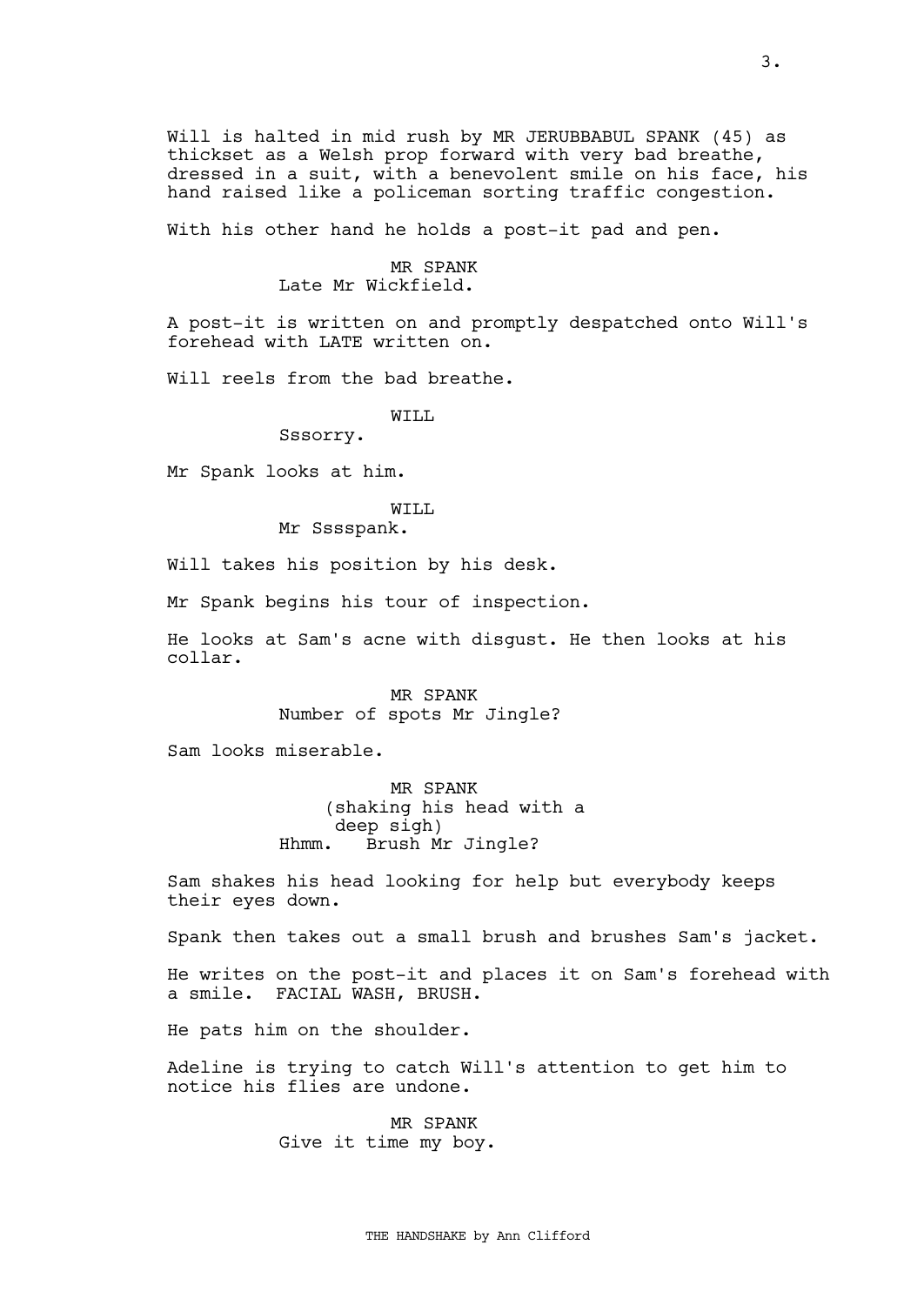Will is halted in mid rush by MR JERUBBABUL SPANK (45) as thickset as a Welsh prop forward with very bad breathe, dressed in a suit, with a benevolent smile on his face, his hand raised like a policeman sorting traffic congestion.

With his other hand he holds a post-it pad and pen.

MR SPANK
Late Mr Wickfield.

A post-it is written on and promptly despatched onto Will's forehead with LATE written on.

Will reels from the bad breathe.

WILL
Sssorry.

Mr Spank looks at him.

WILL
Mr Sssspank.

Will takes his position by his desk.

Mr Spank begins his tour of inspection.

He looks at Sam's acne with disgust. He then looks at his collar.

MR SPANK
Number of spots Mr Jingle?

Sam looks miserable.

MR SPANK
(shaking his head with a deep sigh)
Hhmm. Brush Mr Jingle?

Sam shakes his head looking for help but everybody keeps their eyes down.

Spank then takes out a small brush and brushes Sam's jacket.

He writes on the post-it and places it on Sam's forehead with a smile. FACIAL WASH, BRUSH.

He pats him on the shoulder.

Adeline is trying to catch Will's attention to get him to notice his flies are undone.

MR SPANK
Give it time my boy.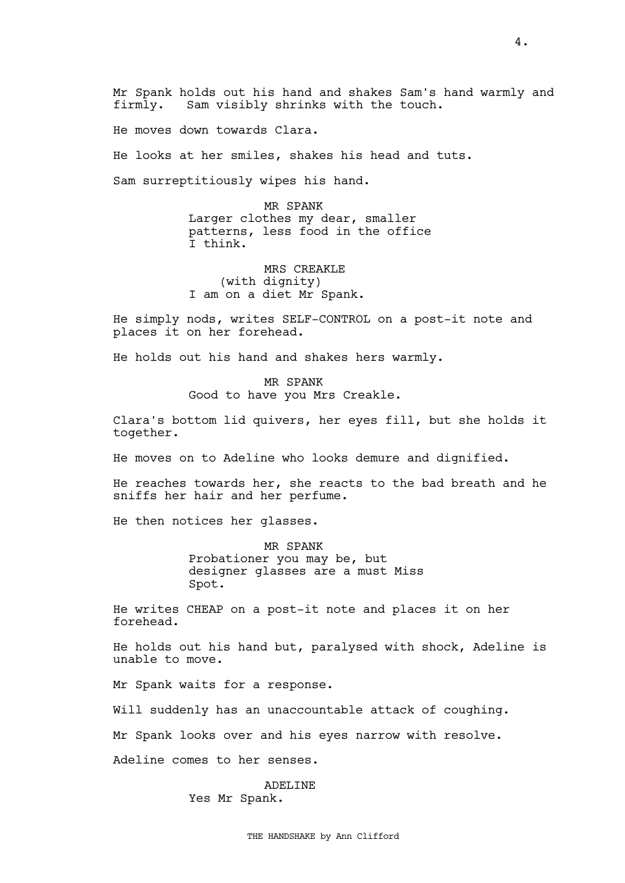Mr Spank holds out his hand and shakes Sam's hand warmly and firmly. Sam visibly shrinks with the touch.

He moves down towards Clara.

He looks at her smiles, shakes his head and tuts.

Sam surreptitiously wipes his hand.

MR SPANK

Larger clothes my dear, smaller patterns, less food in the office I think.

MRS CREAKLE

(with dignity)

I am on a diet Mr Spank.

He simply nods, writes SELF-CONTROL on a post-it note and places it on her forehead.

He holds out his hand and shakes hers warmly.

MR SPANK

Good to have you Mrs Creakle.

Clara's bottom lid quivers, her eyes fill, but she holds it together.

He moves on to Adeline who looks demure and dignified.

He reaches towards her, she reacts to the bad breath and he sniffs her hair and her perfume.

He then notices her glasses.

MR SPANK

Probationer you may be, but designer glasses are a must Miss Spot.

He writes CHEAP on a post-it note and places it on her forehead.

He holds out his hand but, paralysed with shock, Adeline is unable to move.

Mr Spank waits for a response.

Will suddenly has an unaccountable attack of coughing.

Mr Spank looks over and his eyes narrow with resolve.

Adeline comes to her senses.

ADELINE

Yes Mr Spank.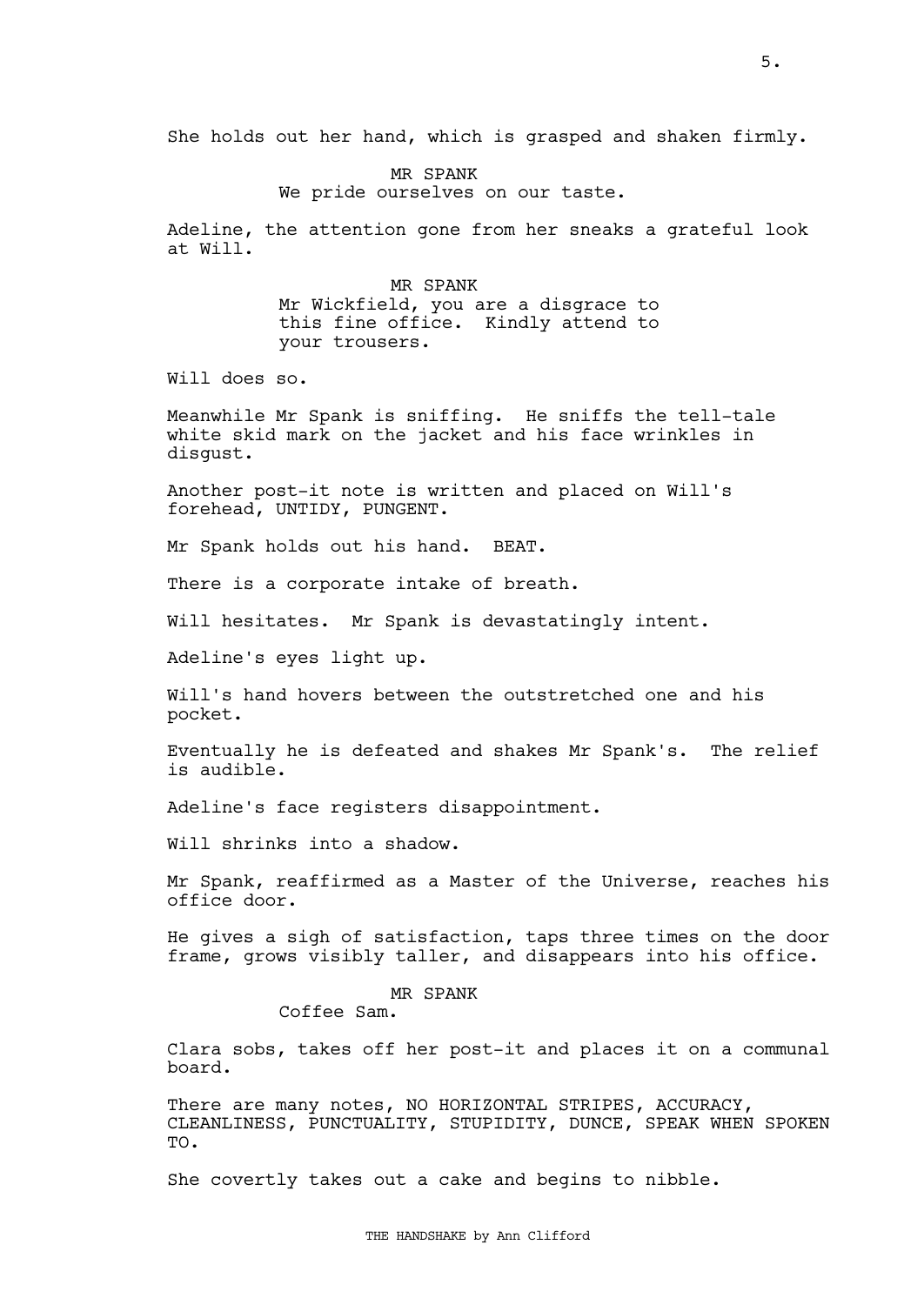She holds out her hand, which is grasped and shaken firmly.

MR SPANK
We pride ourselves on our taste.

Adeline, the attention gone from her sneaks a grateful look at Will.

MR SPANK
Mr Wickfield, you are a disgrace to this fine office. Kindly attend to your trousers.

Will does so.

Meanwhile Mr Spank is sniffing. He sniffs the tell-tale white skid mark on the jacket and his face wrinkles in disgust.

Another post-it note is written and placed on Will's forehead, UNTIDY, PUNGENT.

Mr Spank holds out his hand. BEAT.

There is a corporate intake of breath.

Will hesitates. Mr Spank is devastatingly intent.

Adeline's eyes light up.

Will's hand hovers between the outstretched one and his pocket.

Eventually he is defeated and shakes Mr Spank's. The relief is audible.

Adeline's face registers disappointment.

Will shrinks into a shadow.

Mr Spank, reaffirmed as a Master of the Universe, reaches his office door.

He gives a sigh of satisfaction, taps three times on the door frame, grows visibly taller, and disappears into his office.

MR SPANK
Coffee Sam.

Clara sobs, takes off her post-it and places it on a communal board.

There are many notes, NO HORIZONTAL STRIPES, ACCURACY, CLEANLINESS, PUNCTUALITY, STUPIDITY, DUNCE, SPEAK WHEN SPOKEN TO.

She covertly takes out a cake and begins to nibble.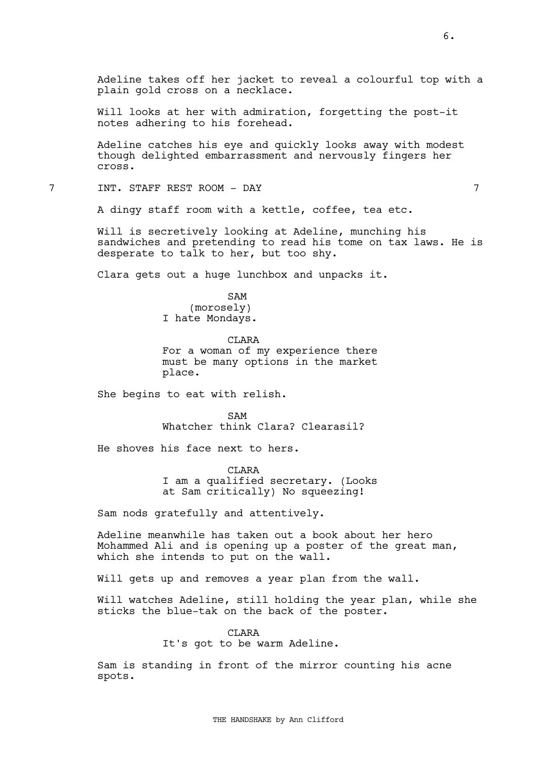Adeline takes off her jacket to reveal a colourful top with a plain gold cross on a necklace.

Will looks at her with admiration, forgetting the post-it notes adhering to his forehead.

Adeline catches his eye and quickly looks away with modest though delighted embarrassment and nervously fingers her cross.

**7 INT. STAFF REST ROOM - DAY 7**

A dingy staff room with a kettle, coffee, tea etc.

Will is secretively looking at Adeline, munching his sandwiches and pretending to read his tome on tax laws. He is desperate to talk to her, but too shy.

Clara gets out a huge lunchbox and unpacks it.

SAM
(morosely)
I hate Mondays.

CLARA
For a woman of my experience there must be many options in the market place.

She begins to eat with relish.

SAM
Whatcher think Clara? Clearasil?

He shoves his face next to hers.

CLARA
I am a qualified secretary. (Looks at Sam critically) No squeezing!

Sam nods gratefully and attentively.

Adeline meanwhile has taken out a book about her hero Mohammed Ali and is opening up a poster of the great man, which she intends to put on the wall.

Will gets up and removes a year plan from the wall.

Will watches Adeline, still holding the year plan, while she sticks the blue-tak on the back of the poster.

CLARA
It's got to be warm Adeline.

Sam is standing in front of the mirror counting his acne spots.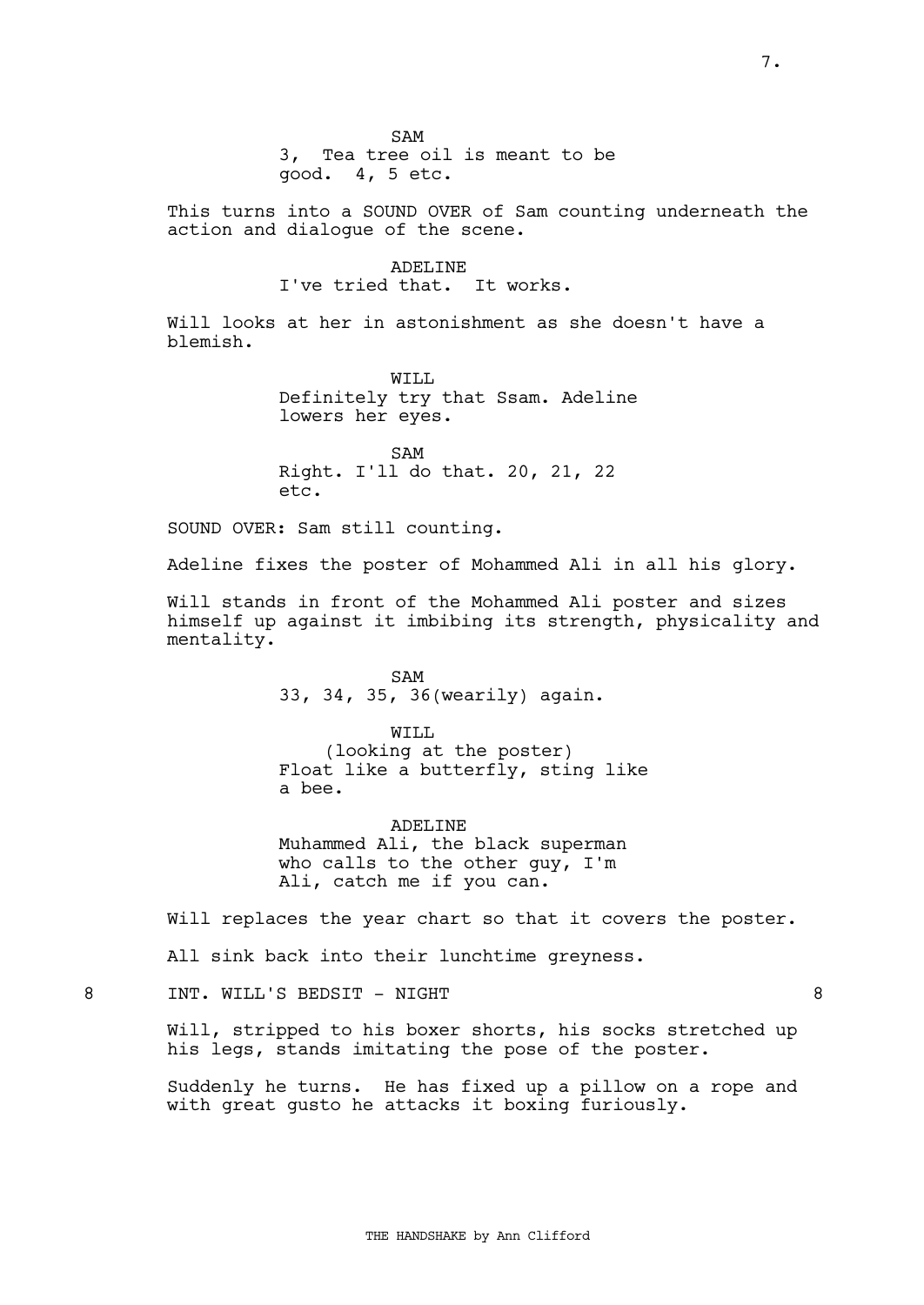SAM
3, Tea tree oil is meant to be good. 4, 5 etc.

This turns into a SOUND OVER of Sam counting underneath the action and dialogue of the scene.

ADELINE
I've tried that. It works.

Will looks at her in astonishment as she doesn't have a blemish.

WILL
Definitely try that Ssam. Adeline lowers her eyes.

SAM
Right. I'll do that. 20, 21, 22 etc.

SOUND OVER: Sam still counting.

Adeline fixes the poster of Mohammed Ali in all his glory.

Will stands in front of the Mohammed Ali poster and sizes himself up against it imbibing its strength, physicality and mentality.

SAM
33, 34, 35, 36(wearily) again.

WILL
(looking at the poster)
Float like a butterfly, sting like a bee.

ADELINE
Muhammed Ali, the black superman who calls to the other guy, I'm Ali, catch me if you can.

Will replaces the year chart so that it covers the poster.

All sink back into their lunchtime greyness.

8 INT. WILL'S BEDSIT - NIGHT 8

Will, stripped to his boxer shorts, his socks stretched up his legs, stands imitating the pose of the poster.

Suddenly he turns. He has fixed up a pillow on a rope and with great gusto he attacks it boxing furiously.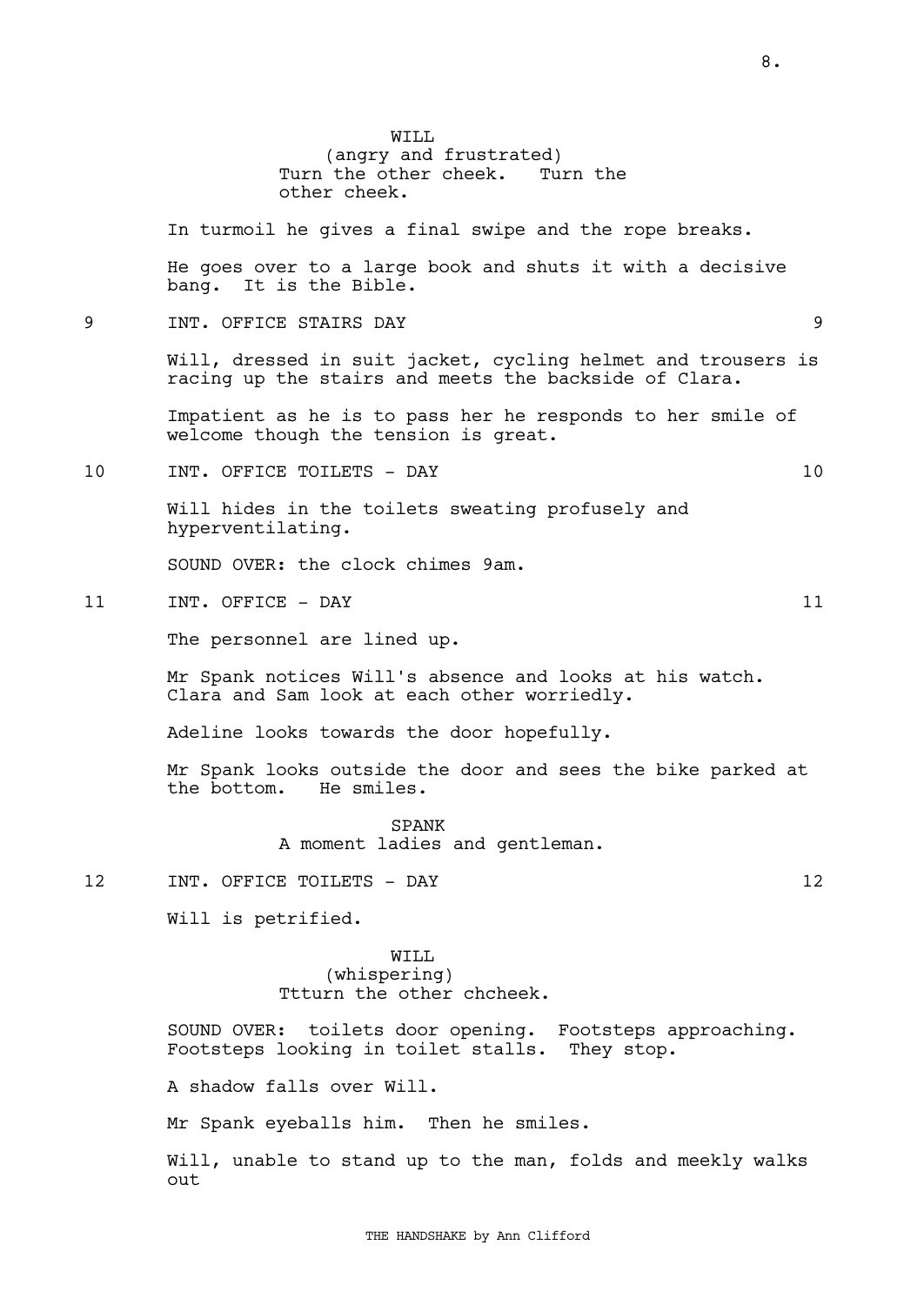WILL
(angry and frustrated)
Turn the other cheek. Turn the other cheek.

In turmoil he gives a final swipe and the rope breaks.

He goes over to a large book and shuts it with a decisive bang. It is the Bible.

## 9 INT. OFFICE STAIRS DAY 9

Will, dressed in suit jacket, cycling helmet and trousers is racing up the stairs and meets the backside of Clara.

Impatient as he is to pass her he responds to her smile of welcome though the tension is great.

## 10 INT. OFFICE TOILETS - DAY 10

Will hides in the toilets sweating profusely and hyperventilating.

SOUND OVER: the clock chimes 9am.

## 11 INT. OFFICE - DAY 11

The personnel are lined up.

Mr Spank notices Will's absence and looks at his watch. Clara and Sam look at each other worriedly.

Adeline looks towards the door hopefully.

Mr Spank looks outside the door and sees the bike parked at the bottom. He smiles.

SPANK
A moment ladies and gentleman.

## 12 INT. OFFICE TOILETS - DAY 12

Will is petrified.

WILL
(whispering)
Ttturn the other chcheek.

SOUND OVER: toilets door opening. Footsteps approaching. Footsteps looking in toilet stalls. They stop.

A shadow falls over Will.

Mr Spank eyeballs him. Then he smiles.

Will, unable to stand up to the man, folds and meekly walks out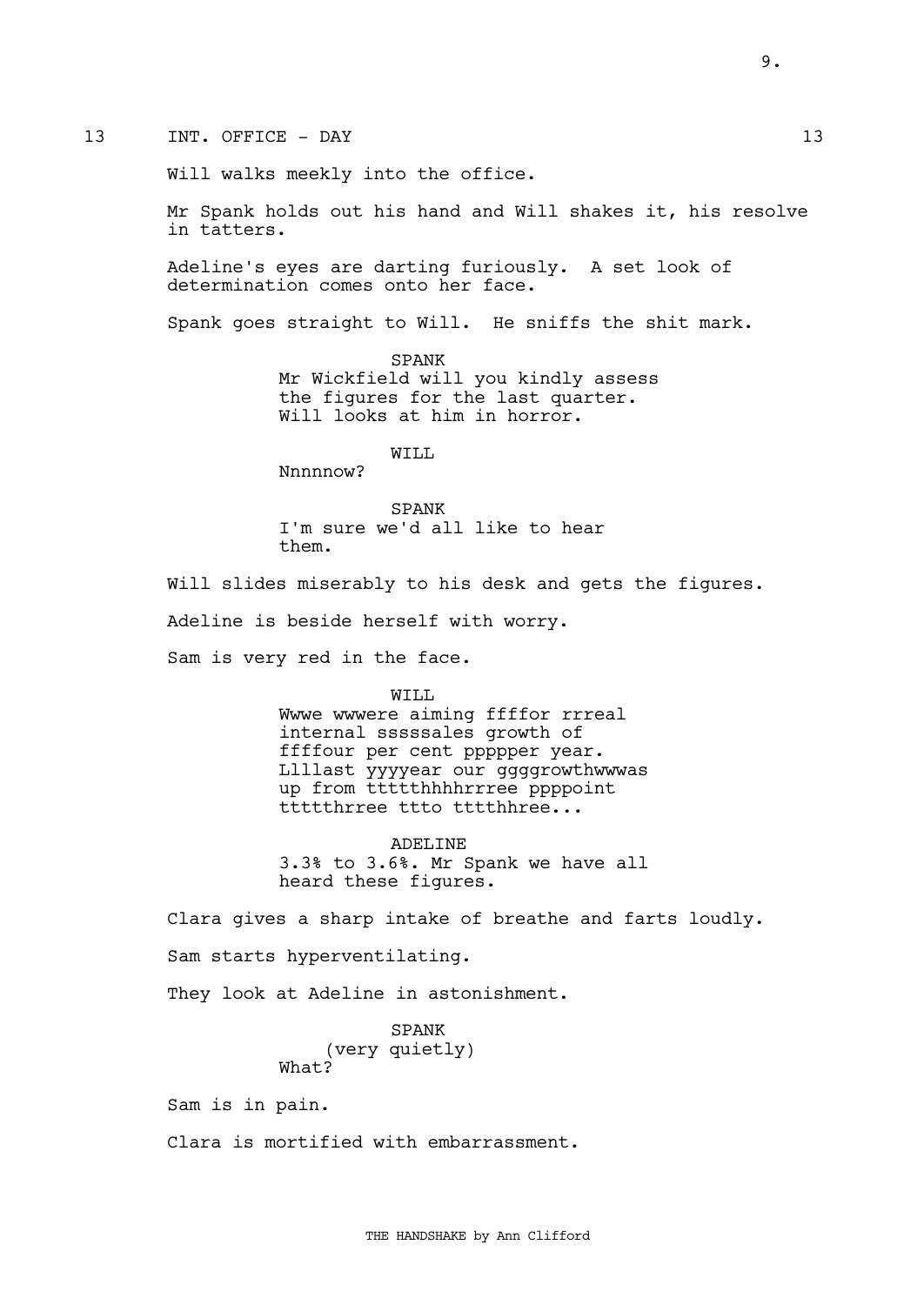13 INT. OFFICE - DAY 13

Will walks meekly into the office.

Mr Spank holds out his hand and Will shakes it, his resolve in tatters.

Adeline's eyes are darting furiously. A set look of determination comes onto her face.

Spank goes straight to Will. He sniffs the shit mark.

SPANK
Mr Wickfield will you kindly assess the figures for the last quarter.
Will looks at him in horror.

WILL
Nnnnnow?

SPANK
I'm sure we'd all like to hear them.

Will slides miserably to his desk and gets the figures.

Adeline is beside herself with worry.

Sam is very red in the face.

WILL
Wwwe wwwere aiming ffffor rrreal internal sssssales growth of ffffour per cent pppppper year. Lllllast yyyyear our ggggrowthwwwas up from ttttthhhhrrree ppppoint ttttthrree ttto ttttthree...

ADELINE
3.3% to 3.6%. Mr Spank we have all heard these figures.

Clara gives a sharp intake of breathe and farts loudly.

Sam starts hyperventilating.

They look at Adeline in astonishment.

SPANK
(very quietly)
What?

Sam is in pain.

Clara is mortified with embarrassment.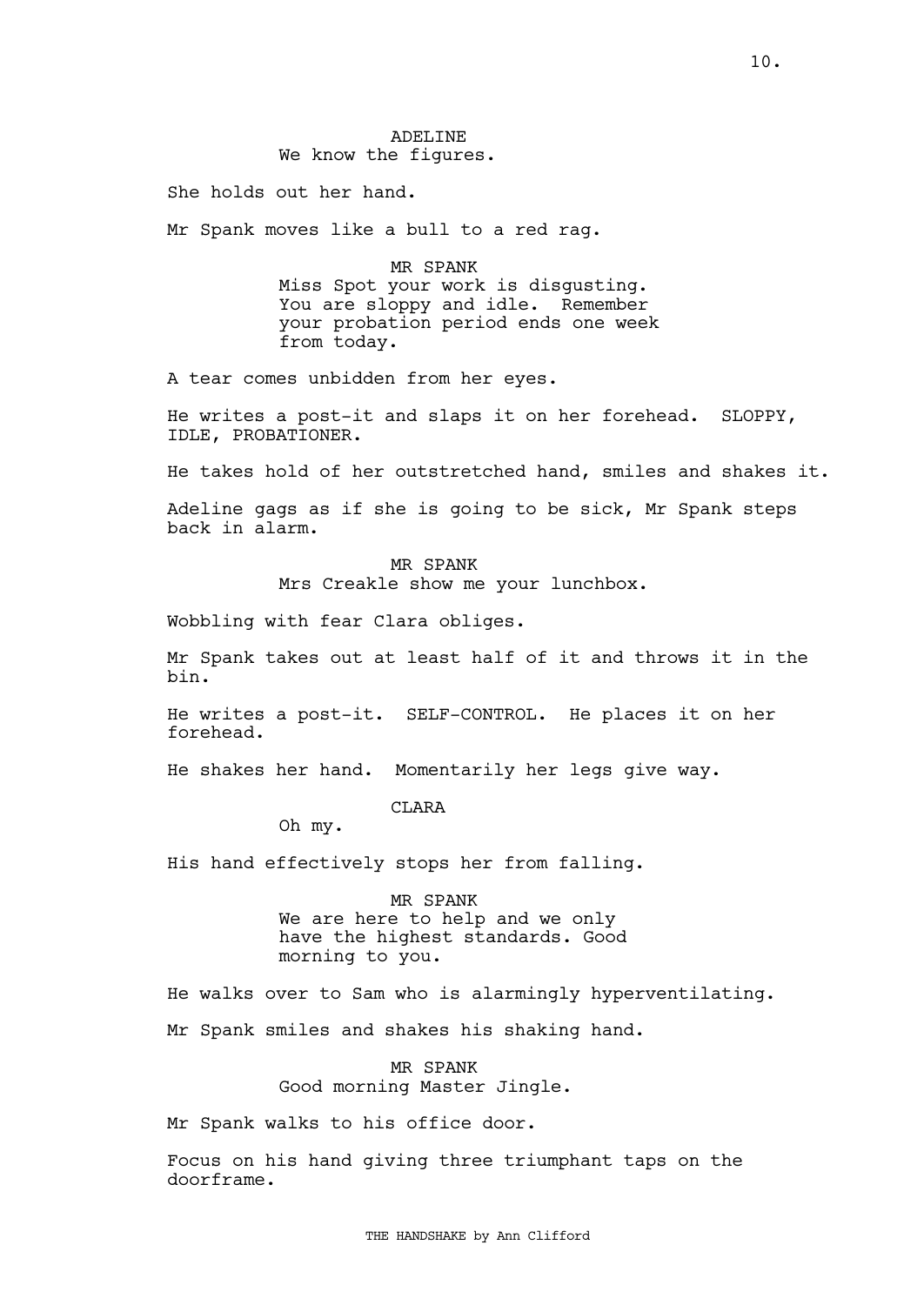ADELINE
We know the figures.

She holds out her hand.

Mr Spank moves like a bull to a red rag.

MR SPANK
Miss Spot your work is disgusting. You are sloppy and idle. Remember your probation period ends one week from today.

A tear comes unbidden from her eyes.

He writes a post-it and slaps it on her forehead. SLOPPY, IDLE, PROBATIONER.

He takes hold of her outstretched hand, smiles and shakes it.

Adeline gags as if she is going to be sick, Mr Spank steps back in alarm.

MR SPANK
Mrs Creakle show me your lunchbox.

Wobbling with fear Clara obliges.

Mr Spank takes out at least half of it and throws it in the bin.

He writes a post-it. SELF-CONTROL. He places it on her forehead.

He shakes her hand. Momentarily her legs give way.

CLARA
Oh my.

His hand effectively stops her from falling.

MR SPANK
We are here to help and we only have the highest standards. Good morning to you.

He walks over to Sam who is alarmingly hyperventilating.

Mr Spank smiles and shakes his shaking hand.

MR SPANK
Good morning Master Jingle.

Mr Spank walks to his office door.

Focus on his hand giving three triumphant taps on the doorframe.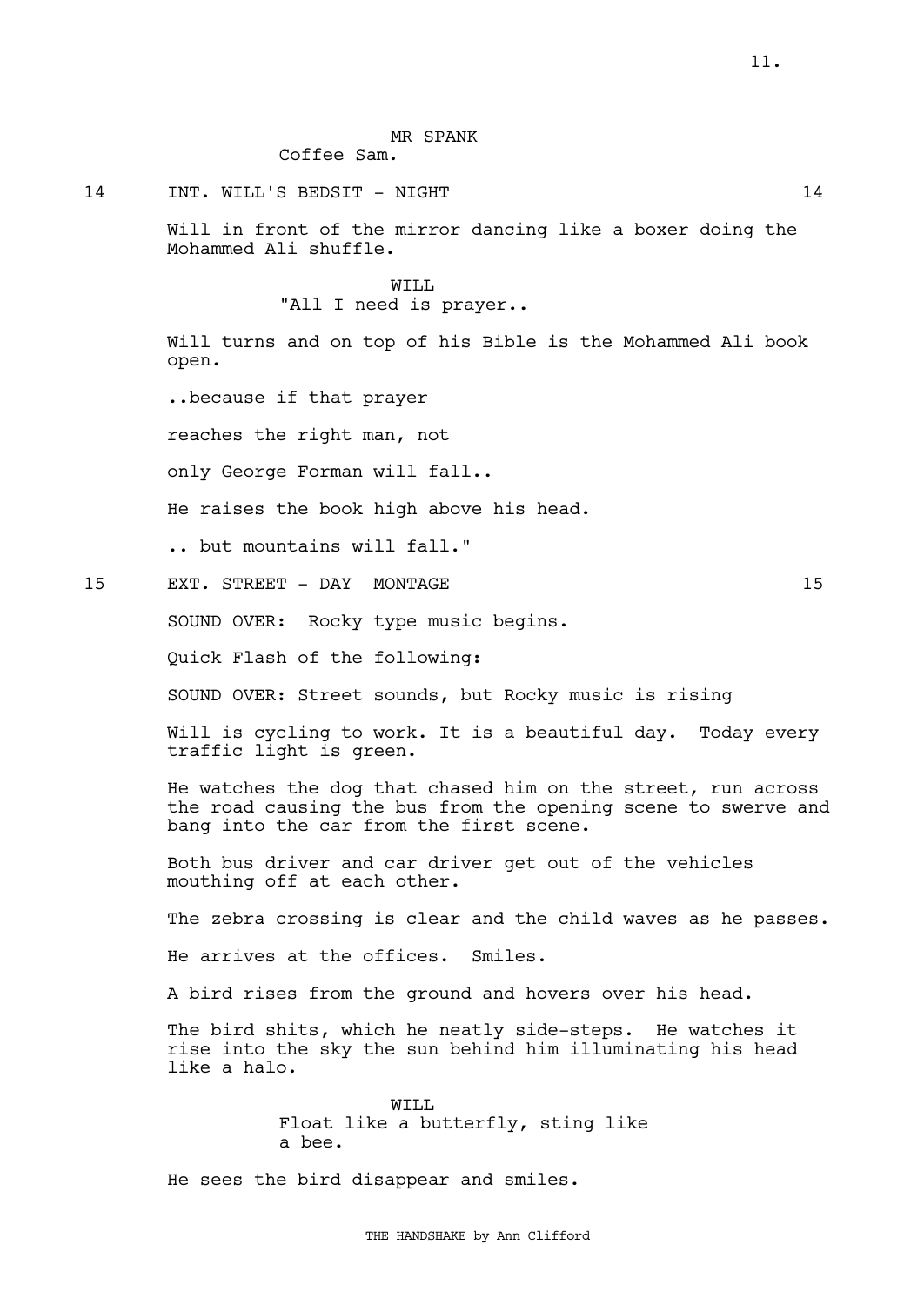MR SPANK
Coffee Sam.

14 INT. WILL'S BEDSIT - NIGHT 14

Will in front of the mirror dancing like a boxer doing the Mohammed Ali shuffle.

WILL
"All I need is prayer..

Will turns and on top of his Bible is the Mohammed Ali book open.

..because if that prayer

reaches the right man, not

only George Forman will fall..

He raises the book high above his head.

.. but mountains will fall."

15 EXT. STREET - DAY MONTAGE 15

SOUND OVER: Rocky type music begins.

Quick Flash of the following:

SOUND OVER: Street sounds, but Rocky music is rising

Will is cycling to work. It is a beautiful day. Today every traffic light is green.

He watches the dog that chased him on the street, run across the road causing the bus from the opening scene to swerve and bang into the car from the first scene.

Both bus driver and car driver get out of the vehicles mouthing off at each other.

The zebra crossing is clear and the child waves as he passes.

He arrives at the offices. Smiles.

A bird rises from the ground and hovers over his head.

The bird shits, which he neatly side-steps. He watches it rise into the sky the sun behind him illuminating his head like a halo.

WILL
Float like a butterfly, sting like a bee.

He sees the bird disappear and smiles.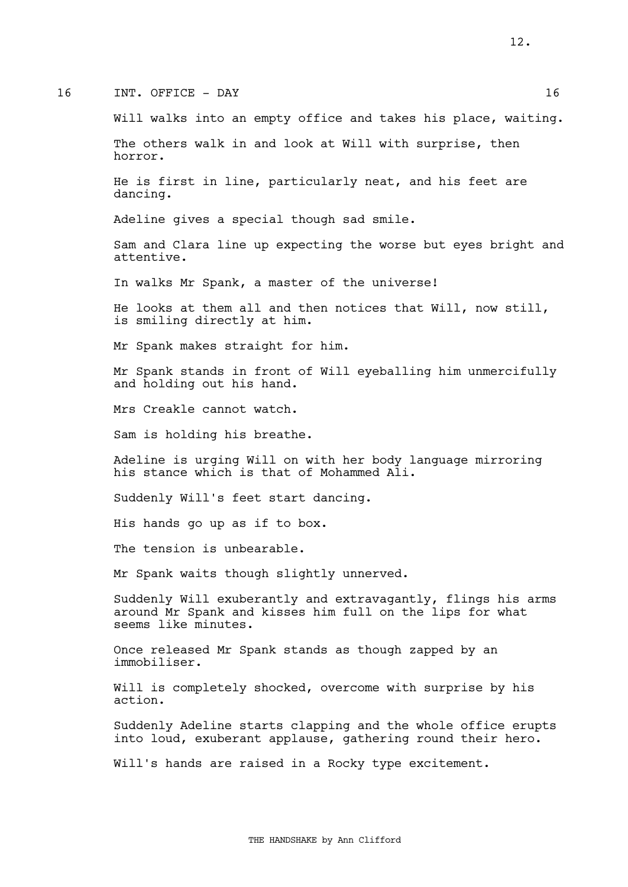16 INT. OFFICE - DAY 16

Will walks into an empty office and takes his place, waiting.

The others walk in and look at Will with surprise, then horror.

He is first in line, particularly neat, and his feet are dancing.

Adeline gives a special though sad smile.

Sam and Clara line up expecting the worse but eyes bright and attentive.

In walks Mr Spank, a master of the universe!

He looks at them all and then notices that Will, now still, is smiling directly at him.

Mr Spank makes straight for him.

Mr Spank stands in front of Will eyeballing him unmercifully and holding out his hand.

Mrs Creakle cannot watch.

Sam is holding his breathe.

Adeline is urging Will on with her body language mirroring his stance which is that of Mohammed Ali.

Suddenly Will's feet start dancing.

His hands go up as if to box.

The tension is unbearable.

Mr Spank waits though slightly unnerved.

Suddenly Will exuberantly and extravagantly, flings his arms around Mr Spank and kisses him full on the lips for what seems like minutes.

Once released Mr Spank stands as though zapped by an immobiliser.

Will is completely shocked, overcome with surprise by his action.

Suddenly Adeline starts clapping and the whole office erupts into loud, exuberant applause, gathering round their hero.

Will's hands are raised in a Rocky type excitement.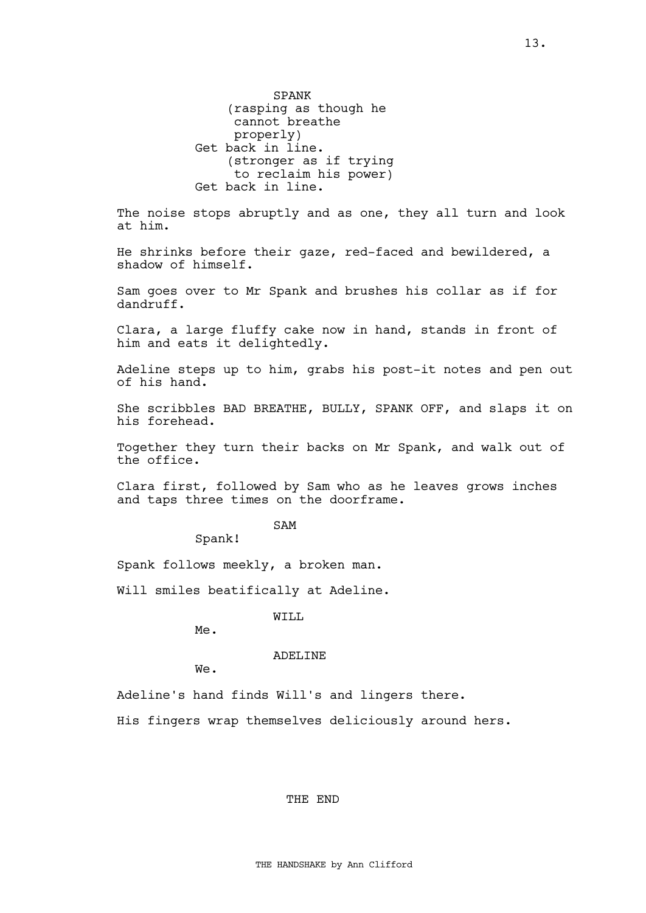SPANK
(rasping as though he cannot breathe properly)
Get back in line.
(stronger as if trying to reclaim his power)
Get back in line.

The noise stops abruptly and as one, they all turn and look at him.

He shrinks before their gaze, red-faced and bewildered, a shadow of himself.

Sam goes over to Mr Spank and brushes his collar as if for dandruff.

Clara, a large fluffy cake now in hand, stands in front of him and eats it delightedly.

Adeline steps up to him, grabs his post-it notes and pen out of his hand.

She scribbles BAD BREATHE, BULLY, SPANK OFF, and slaps it on his forehead.

Together they turn their backs on Mr Spank, and walk out of the office.

Clara first, followed by Sam who as he leaves grows inches and taps three times on the doorframe.

SAM
Spank!

Spank follows meekly, a broken man.

Will smiles beatifically at Adeline.

WILL
Me.

ADELINE
We.

Adeline's hand finds Will's and lingers there.

His fingers wrap themselves deliciously around hers.

THE END